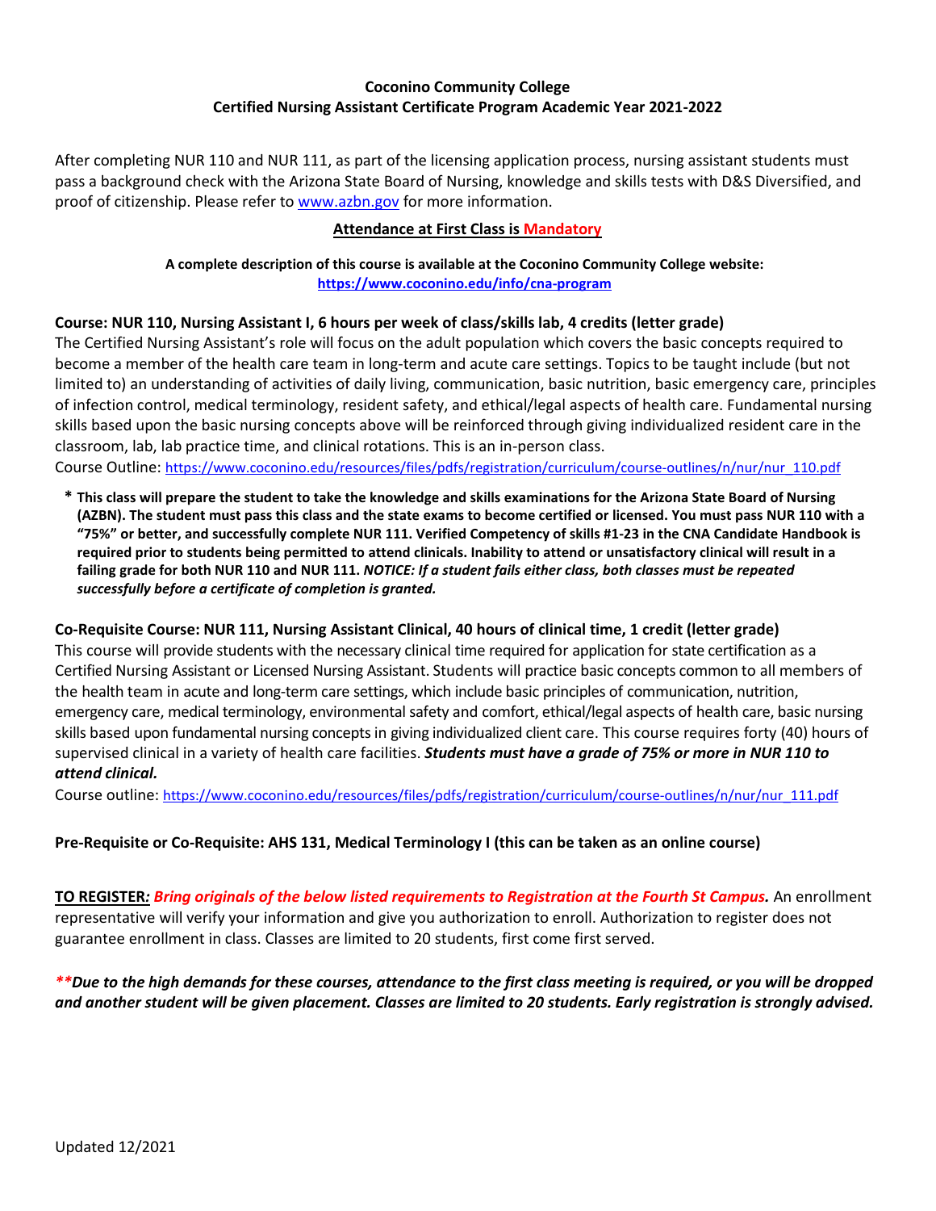**Coconino Community College**
**Certified Nursing Assistant Certificate Program Academic Year 2021-2022**

After completing NUR 110 and NUR 111, as part of the licensing application process, nursing assistant students must pass a background check with the Arizona State Board of Nursing, knowledge and skills tests with D&S Diversified, and proof of citizenship. Please refer to [www.azbn.gov](http://www.azbn.gov) for more information.

**Attendance at First Class is Mandatory**

**A complete description of this course is available at the Coconino Community College website:**
**[https://www.coconino.edu/info/cna-program](https://www.coconino.edu/info/cna-program)**

**Course: NUR 110, Nursing Assistant I, 6 hours per week of class/skills lab, 4 credits (letter grade)**
The Certified Nursing Assistant's role will focus on the adult population which covers the basic concepts required to become a member of the health care team in long-term and acute care settings. Topics to be taught include (but not limited to) an understanding of activities of daily living, communication, basic nutrition, basic emergency care, principles of infection control, medical terminology, resident safety, and ethical/legal aspects of health care. Fundamental nursing skills based upon the basic nursing concepts above will be reinforced through giving individualized resident care in the classroom, lab, lab practice time, and clinical rotations. This is an in-person class.
Course Outline: [https://www.coconino.edu/resources/files/pdfs/registration/curriculum/course-outlines/n/nur/nur_110.pdf](https://www.coconino.edu/resources/files/pdfs/registration/curriculum/course-outlines/n/nur/nur_110.pdf)

- **This class will prepare the student to take the knowledge and skills examinations for the Arizona State Board of Nursing (AZBN). The student must pass this class and the state exams to become certified or licensed. You must pass NUR 110 with a "75%" or better, and successfully complete NUR 111. Verified Competency of skills #1-23 in the CNA Candidate Handbook is required prior to students being permitted to attend clinicals. Inability to attend or unsatisfactory clinical will result in a failing grade for both NUR 110 and NUR 111. *NOTICE: If a student fails either class, both classes must be repeated successfully before a certificate of completion is granted.***

**Co-Requisite Course: NUR 111, Nursing Assistant Clinical, 40 hours of clinical time, 1 credit (letter grade)**
This course will provide students with the necessary clinical time required for application for state certification as a Certified Nursing Assistant or Licensed Nursing Assistant. Students will practice basic concepts common to all members of the health team in acute and long-term care settings, which include basic principles of communication, nutrition, emergency care, medical terminology, environmental safety and comfort, ethical/legal aspects of health care, basic nursing skills based upon fundamental nursing concepts in giving individualized client care. This course requires forty (40) hours of supervised clinical in a variety of health care facilities. ***Students must have a grade of 75% or more in NUR 110 to attend clinical.***

Course outline: [https://www.coconino.edu/resources/files/pdfs/registration/curriculum/course-outlines/n/nur/nur_111.pdf](https://www.coconino.edu/resources/files/pdfs/registration/curriculum/course-outlines/n/nur/nur_111.pdf)

**Pre-Requisite or Co-Requisite: AHS 131, Medical Terminology I (this can be taken as an online course)**

**TO REGISTER*: Bring originals of the below listed requirements to Registration at the Fourth St Campus.*** An enrollment representative will verify your information and give you authorization to enroll. Authorization to register does not guarantee enrollment in class. Classes are limited to 20 students, first come first served.

***\*\*Due to the high demands for these courses, attendance to the first class meeting is required, or you will be dropped and another student will be given placement. Classes are limited to 20 students. Early registration is strongly advised.***

Updated 12/2021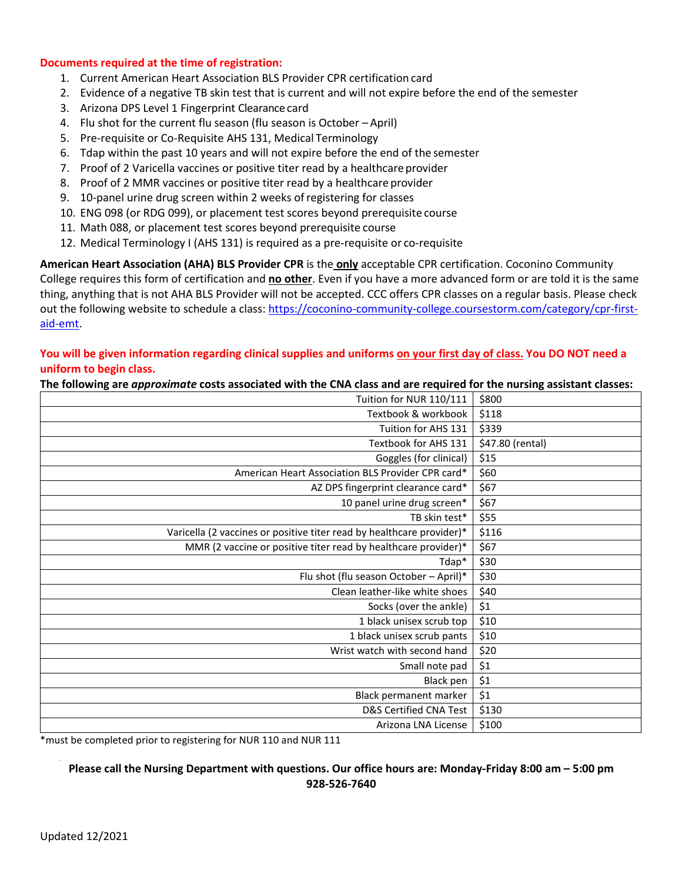**Documents required at the time of registration:**

1. Current American Heart Association BLS Provider CPR certification card
2. Evidence of a negative TB skin test that is current and will not expire before the end of the semester
3. Arizona DPS Level 1 Fingerprint Clearance card
4. Flu shot for the current flu season (flu season is October – April)
5. Pre-requisite or Co-Requisite AHS 131, Medical Terminology
6. Tdap within the past 10 years and will not expire before the end of the semester
7. Proof of 2 Varicella vaccines or positive titer read by a healthcare provider
8. Proof of 2 MMR vaccines or positive titer read by a healthcare provider
9. 10-panel urine drug screen within 2 weeks of registering for classes
10. ENG 098 (or RDG 099), or placement test scores beyond prerequisite course
11. Math 088, or placement test scores beyond prerequisite course
12. Medical Terminology I (AHS 131) is required as a pre-requisite or co-requisite

**American Heart Association (AHA) BLS Provider CPR** is the **only** acceptable CPR certification. Coconino Community College requires this form of certification and **no other**. Even if you have a more advanced form or are told it is the same thing, anything that is not AHA BLS Provider will not be accepted. CCC offers CPR classes on a regular basis. Please check out the following website to schedule a class: https://coconino-community-college.coursestorm.com/category/cpr-first-aid-emt.

**You will be given information regarding clinical supplies and uniforms on your first day of class. You DO NOT need a uniform to begin class.**

**The following are *approximate* costs associated with the CNA class and are required for the nursing assistant classes:**

| | |
|---|---|
| Tuition for NUR 110/111 | $800 |
| Textbook & workbook | $118 |
| Tuition for AHS 131 | $339 |
| Textbook for AHS 131 | $47.80 (rental) |
| Goggles (for clinical) | $15 |
| American Heart Association BLS Provider CPR card* | $60 |
| AZ DPS fingerprint clearance card* | $67 |
| 10 panel urine drug screen* | $67 |
| TB skin test* | $55 |
| Varicella (2 vaccines or positive titer read by healthcare provider)* | $116 |
| MMR (2 vaccine or positive titer read by healthcare provider)* | $67 |
| Tdap* | $30 |
| Flu shot (flu season October – April)* | $30 |
| Clean leather-like white shoes | $40 |
| Socks (over the ankle) | $1 |
| 1 black unisex scrub top | $10 |
| 1 black unisex scrub pants | $10 |
| Wrist watch with second hand | $20 |
| Small note pad | $1 |
| Black pen | $1 |
| Black permanent marker | $1 |
| D&S Certified CNA Test | $130 |
| Arizona LNA License | $100 |

*must be completed prior to registering for NUR 110 and NUR 111

**Please call the Nursing Department with questions. Our office hours are: Monday-Friday 8:00 am – 5:00 pm**
**928-526-7640**

Updated 12/2021